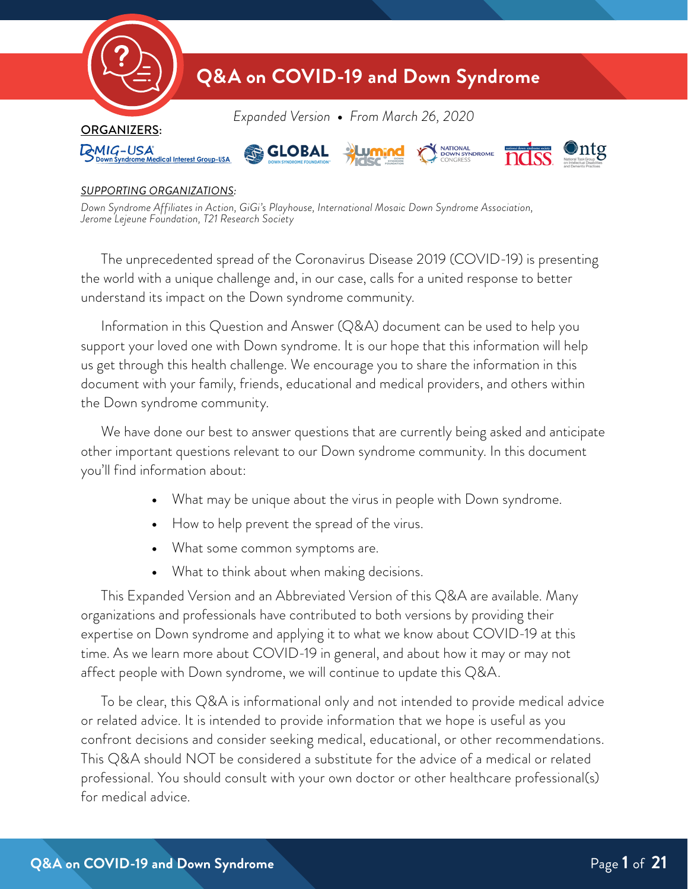# Q&A on COVID-19 and Down Syndrome

*Expanded Version • From March 26, 2020*

**ORGANIZERS:**

DSMIG-USA Down Syndrome Medical Interest Group-USA, GLOBAL Down Syndrome Foundation, LuMind IDSC Down Syndrome Foundation, National Down Syndrome Congress, NDSS National Down Syndrome Society, NTG National Task Group on Intellectual Disabilities and Dementia Practices

*SUPPORTING ORGANIZATIONS:*

*Down Syndrome Affiliates in Action, GiGi's Playhouse, International Mosaic Down Syndrome Association, Jerome Lejeune Foundation, T21 Research Society*

The unprecedented spread of the Coronavirus Disease 2019 (COVID-19) is presenting the world with a unique challenge and, in our case, calls for a united response to better understand its impact on the Down syndrome community.

Information in this Question and Answer (Q&A) document can be used to help you support your loved one with Down syndrome. It is our hope that this information will help us get through this health challenge. We encourage you to share the information in this document with your family, friends, educational and medical providers, and others within the Down syndrome community.

We have done our best to answer questions that are currently being asked and anticipate other important questions relevant to our Down syndrome community. In this document you'll find information about:

- What may be unique about the virus in people with Down syndrome.
- How to help prevent the spread of the virus.
- What some common symptoms are.
- What to think about when making decisions.

This Expanded Version and an Abbreviated Version of this Q&A are available. Many organizations and professionals have contributed to both versions by providing their expertise on Down syndrome and applying it to what we know about COVID-19 at this time. As we learn more about COVID-19 in general, and about how it may or may not affect people with Down syndrome, we will continue to update this Q&A.

To be clear, this Q&A is informational only and not intended to provide medical advice or related advice. It is intended to provide information that we hope is useful as you confront decisions and consider seeking medical, educational, or other recommendations. This Q&A should NOT be considered a substitute for the advice of a medical or related professional. You should consult with your own doctor or other healthcare professional(s) for medical advice.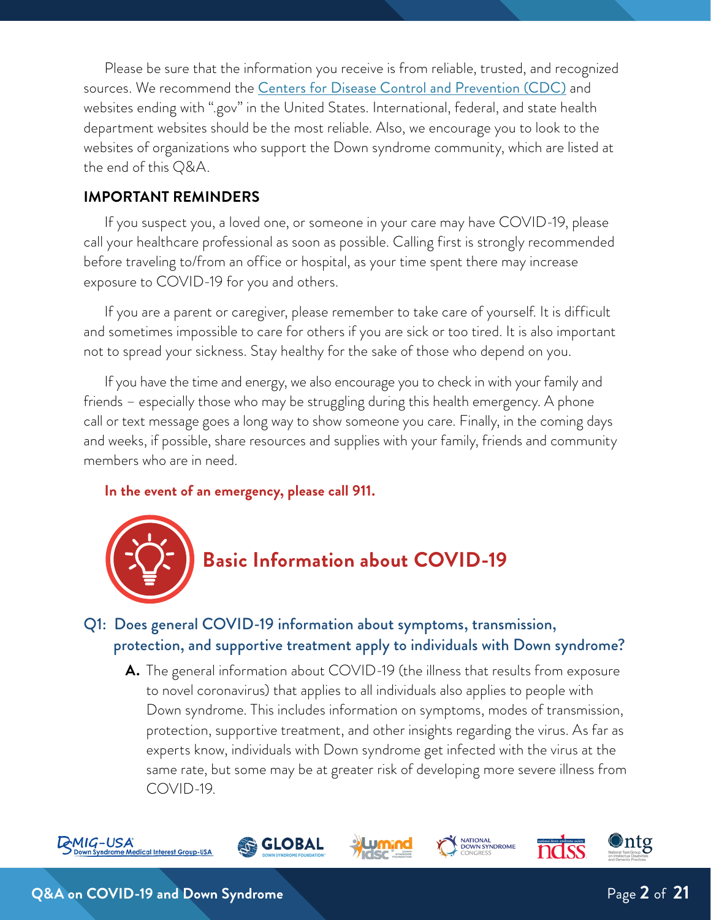Please be sure that the information you receive is from reliable, trusted, and recognized sources. We recommend the [Centers for Disease Control and Prevention (CDC)]() and websites ending with ".gov" in the United States. International, federal, and state health department websites should be the most reliable. Also, we encourage you to look to the websites of organizations who support the Down syndrome community, which are listed at the end of this Q&A.

### IMPORTANT REMINDERS

If you suspect you, a loved one, or someone in your care may have COVID-19, please call your healthcare professional as soon as possible. Calling first is strongly recommended before traveling to/from an office or hospital, as your time spent there may increase exposure to COVID-19 for you and others.

If you are a parent or caregiver, please remember to take care of yourself. It is difficult and sometimes impossible to care for others if you are sick or too tired. It is also important not to spread your sickness. Stay healthy for the sake of those who depend on you.

If you have the time and energy, we also encourage you to check in with your family and friends – especially those who may be struggling during this health emergency. A phone call or text message goes a long way to show someone you care. Finally, in the coming days and weeks, if possible, share resources and supplies with your family, friends and community members who are in need.

**In the event of an emergency, please call 911.**

## Basic Information about COVID-19

### Q1: Does general COVID-19 information about symptoms, transmission, protection, and supportive treatment apply to individuals with Down syndrome?

**A.** The general information about COVID-19 (the illness that results from exposure to novel coronavirus) that applies to all individuals also applies to people with Down syndrome. This includes information on symptoms, modes of transmission, protection, supportive treatment, and other insights regarding the virus. As far as experts know, individuals with Down syndrome get infected with the virus at the same rate, but some may be at greater risk of developing more severe illness from COVID-19.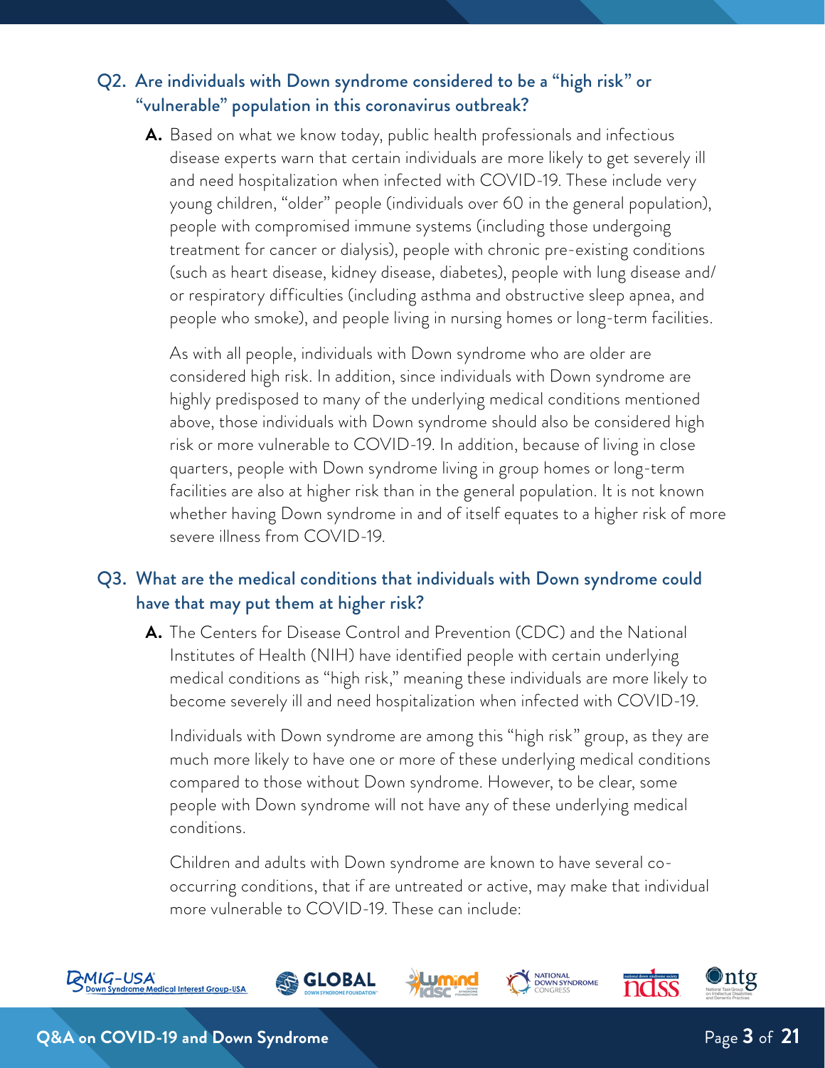## Q2. Are individuals with Down syndrome considered to be a "high risk" or "vulnerable" population in this coronavirus outbreak?

**A.** Based on what we know today, public health professionals and infectious disease experts warn that certain individuals are more likely to get severely ill and need hospitalization when infected with COVID-19. These include very young children, "older" people (individuals over 60 in the general population), people with compromised immune systems (including those undergoing treatment for cancer or dialysis), people with chronic pre-existing conditions (such as heart disease, kidney disease, diabetes), people with lung disease and/or respiratory difficulties (including asthma and obstructive sleep apnea, and people who smoke), and people living in nursing homes or long-term facilities.

As with all people, individuals with Down syndrome who are older are considered high risk. In addition, since individuals with Down syndrome are highly predisposed to many of the underlying medical conditions mentioned above, those individuals with Down syndrome should also be considered high risk or more vulnerable to COVID-19. In addition, because of living in close quarters, people with Down syndrome living in group homes or long-term facilities are also at higher risk than in the general population. It is not known whether having Down syndrome in and of itself equates to a higher risk of more severe illness from COVID-19.

## Q3. What are the medical conditions that individuals with Down syndrome could have that may put them at higher risk?

**A.** The Centers for Disease Control and Prevention (CDC) and the National Institutes of Health (NIH) have identified people with certain underlying medical conditions as "high risk," meaning these individuals are more likely to become severely ill and need hospitalization when infected with COVID-19.

Individuals with Down syndrome are among this "high risk" group, as they are much more likely to have one or more of these underlying medical conditions compared to those without Down syndrome. However, to be clear, some people with Down syndrome will not have any of these underlying medical conditions.

Children and adults with Down syndrome are known to have several co-occurring conditions, that if are untreated or active, may make that individual more vulnerable to COVID-19. These can include: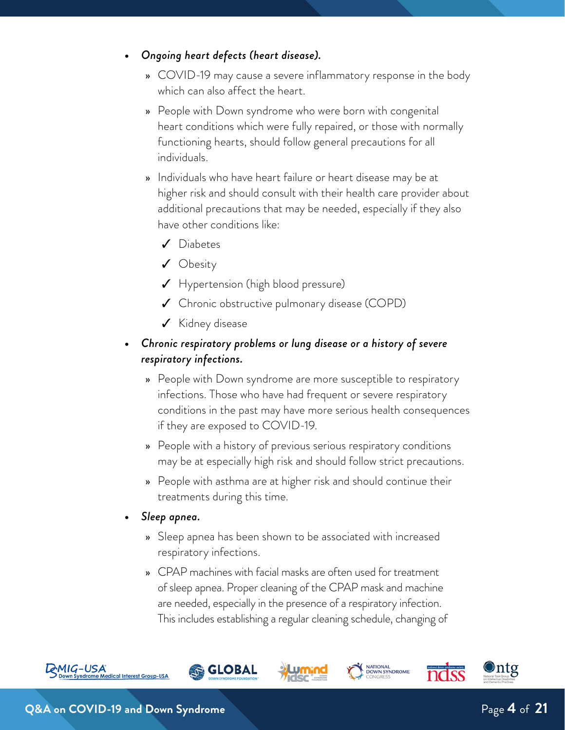- ***Ongoing heart defects (heart disease).***
  - COVID-19 may cause a severe inflammatory response in the body which can also affect the heart.
  - People with Down syndrome who were born with congenital heart conditions which were fully repaired, or those with normally functioning hearts, should follow general precautions for all individuals.
  - Individuals who have heart failure or heart disease may be at higher risk and should consult with their health care provider about additional precautions that may be needed, especially if they also have other conditions like:
    - ✓ Diabetes
    - ✓ Obesity
    - ✓ Hypertension (high blood pressure)
    - ✓ Chronic obstructive pulmonary disease (COPD)
    - ✓ Kidney disease
- ***Chronic respiratory problems or lung disease or a history of severe respiratory infections.***
  - People with Down syndrome are more susceptible to respiratory infections. Those who have had frequent or severe respiratory conditions in the past may have more serious health consequences if they are exposed to COVID-19.
  - People with a history of previous serious respiratory conditions may be at especially high risk and should follow strict precautions.
  - People with asthma are at higher risk and should continue their treatments during this time.
- ***Sleep apnea.***
  - Sleep apnea has been shown to be associated with increased respiratory infections.
  - CPAP machines with facial masks are often used for treatment of sleep apnea. Proper cleaning of the CPAP mask and machine are needed, especially in the presence of a respiratory infection. This includes establishing a regular cleaning schedule, changing of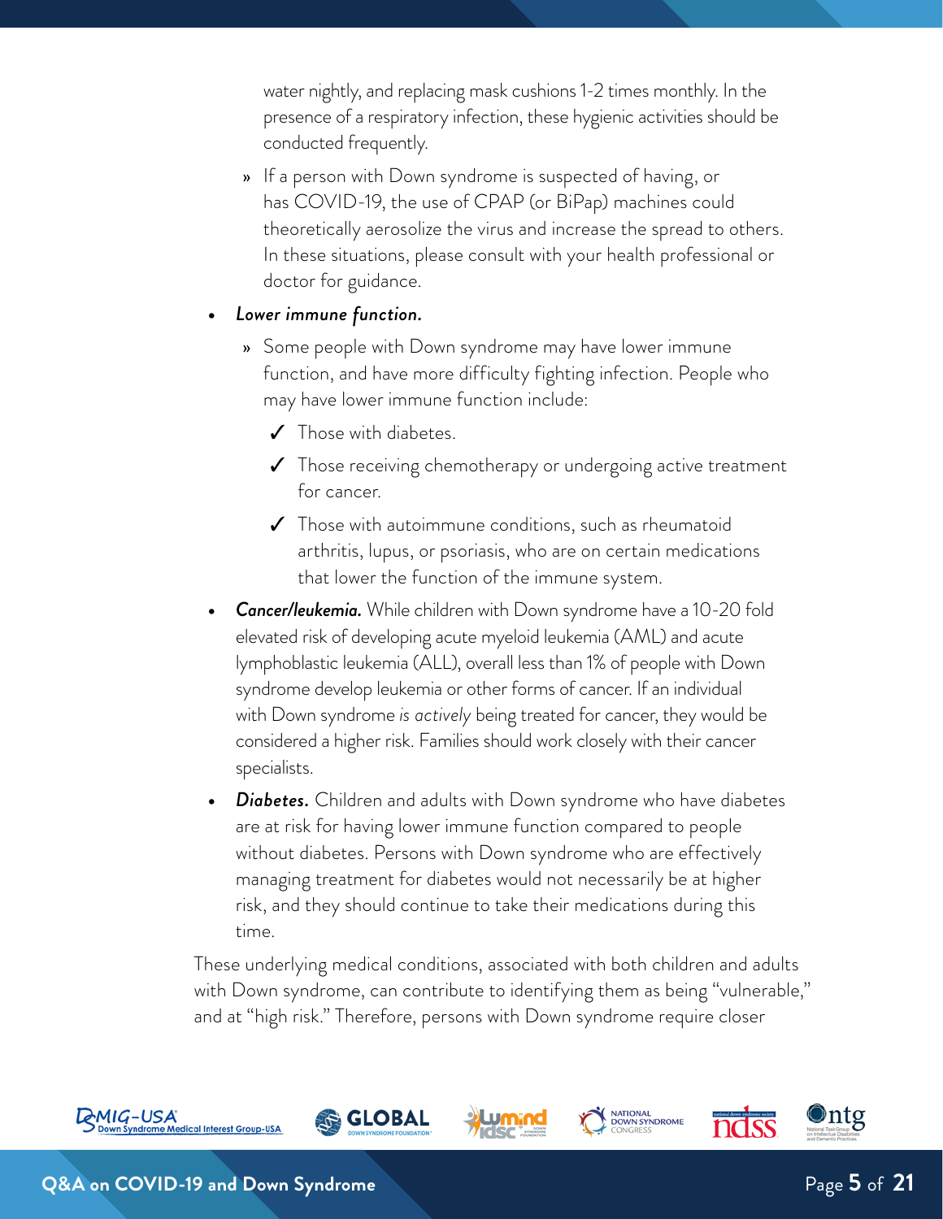water nightly, and replacing mask cushions 1-2 times monthly. In the presence of a respiratory infection, these hygienic activities should be conducted frequently.

  - If a person with Down syndrome is suspected of having, or has COVID-19, the use of CPAP (or BiPap) machines could theoretically aerosolize the virus and increase the spread to others. In these situations, please consult with your health professional or doctor for guidance.

- ***Lower immune function.***
  - Some people with Down syndrome may have lower immune function, and have more difficulty fighting infection. People who may have lower immune function include:
    - ✓ Those with diabetes.
    - ✓ Those receiving chemotherapy or undergoing active treatment for cancer.
    - ✓ Those with autoimmune conditions, such as rheumatoid arthritis, lupus, or psoriasis, who are on certain medications that lower the function of the immune system.
- ***Cancer/leukemia.*** While children with Down syndrome have a 10-20 fold elevated risk of developing acute myeloid leukemia (AML) and acute lymphoblastic leukemia (ALL), overall less than 1% of people with Down syndrome develop leukemia or other forms of cancer. If an individual with Down syndrome *is actively* being treated for cancer, they would be considered a higher risk. Families should work closely with their cancer specialists.
- ***Diabetes.*** Children and adults with Down syndrome who have diabetes are at risk for having lower immune function compared to people without diabetes. Persons with Down syndrome who are effectively managing treatment for diabetes would not necessarily be at higher risk, and they should continue to take their medications during this time.

These underlying medical conditions, associated with both children and adults with Down syndrome, can contribute to identifying them as being "vulnerable," and at "high risk." Therefore, persons with Down syndrome require closer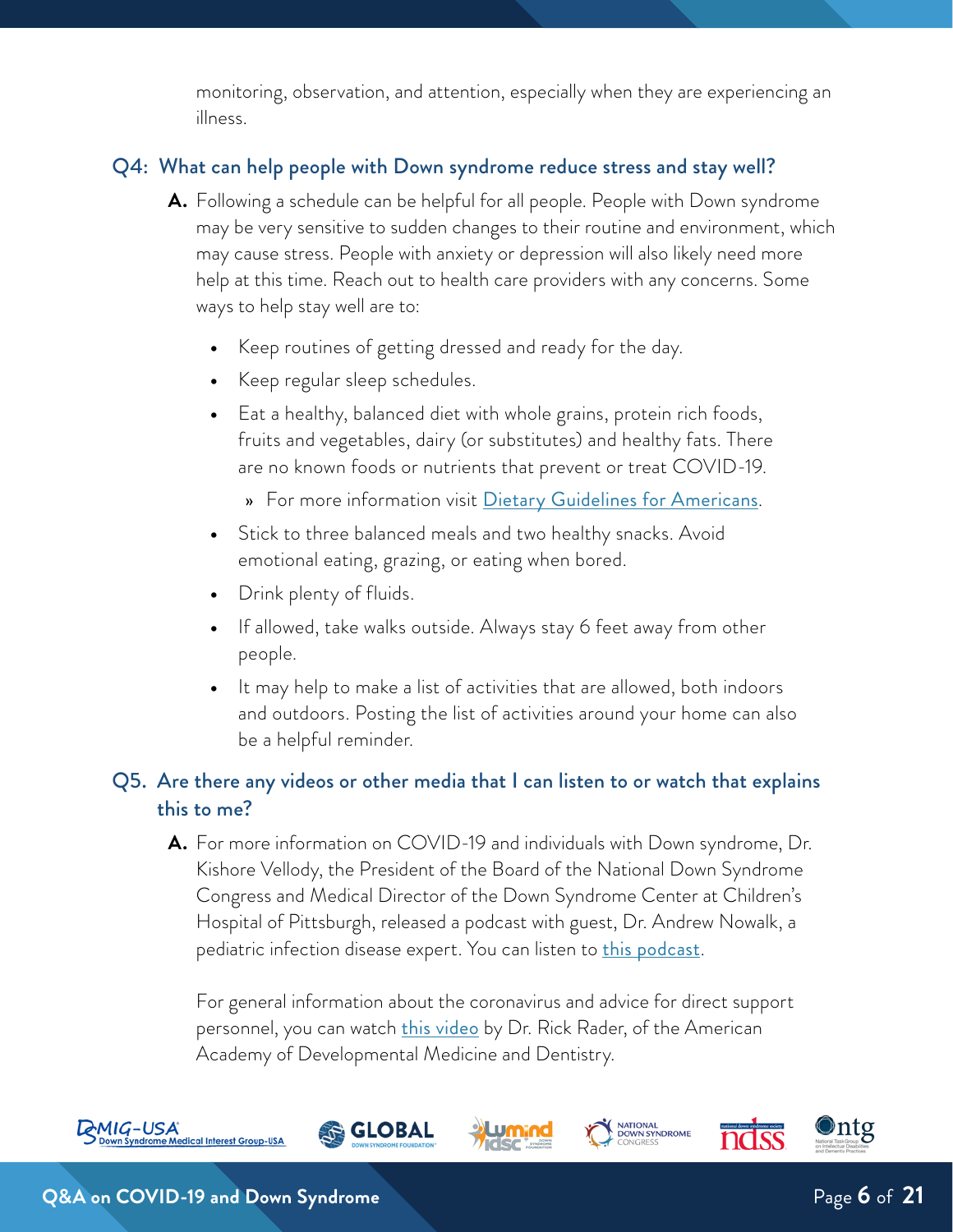monitoring, observation, and attention, especially when they are experiencing an illness.

## Q4: What can help people with Down syndrome reduce stress and stay well?

**A.** Following a schedule can be helpful for all people. People with Down syndrome may be very sensitive to sudden changes to their routine and environment, which may cause stress. People with anxiety or depression will also likely need more help at this time. Reach out to health care providers with any concerns. Some ways to help stay well are to:

- Keep routines of getting dressed and ready for the day.
- Keep regular sleep schedules.
- Eat a healthy, balanced diet with whole grains, protein rich foods, fruits and vegetables, dairy (or substitutes) and healthy fats. There are no known foods or nutrients that prevent or treat COVID-19.
  - For more information visit Dietary Guidelines for Americans.
- Stick to three balanced meals and two healthy snacks. Avoid emotional eating, grazing, or eating when bored.
- Drink plenty of fluids.
- If allowed, take walks outside. Always stay 6 feet away from other people.
- It may help to make a list of activities that are allowed, both indoors and outdoors. Posting the list of activities around your home can also be a helpful reminder.

## Q5. Are there any videos or other media that I can listen to or watch that explains this to me?

**A.** For more information on COVID-19 and individuals with Down syndrome, Dr. Kishore Vellody, the President of the Board of the National Down Syndrome Congress and Medical Director of the Down Syndrome Center at Children's Hospital of Pittsburgh, released a podcast with guest, Dr. Andrew Nowalk, a pediatric infection disease expert. You can listen to this podcast.

For general information about the coronavirus and advice for direct support personnel, you can watch this video by Dr. Rick Rader, of the American Academy of Developmental Medicine and Dentistry.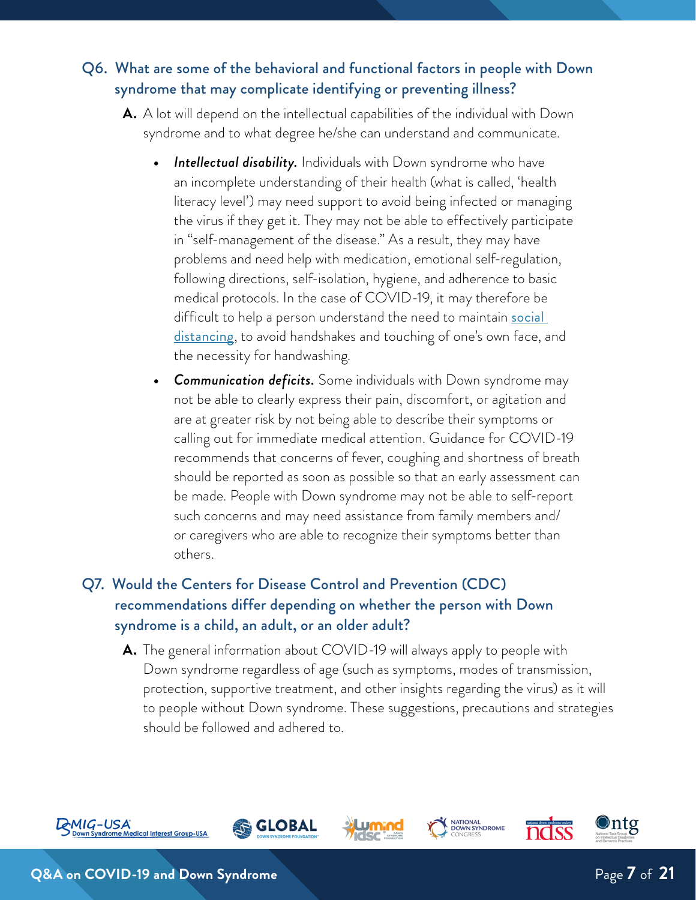## Q6. What are some of the behavioral and functional factors in people with Down syndrome that may complicate identifying or preventing illness?

**A.** A lot will depend on the intellectual capabilities of the individual with Down syndrome and to what degree he/she can understand and communicate.

- ***Intellectual disability.*** Individuals with Down syndrome who have an incomplete understanding of their health (what is called, 'health literacy level') may need support to avoid being infected or managing the virus if they get it. They may not be able to effectively participate in "self-management of the disease." As a result, they may have problems and need help with medication, emotional self-regulation, following directions, self-isolation, hygiene, and adherence to basic medical protocols. In the case of COVID-19, it may therefore be difficult to help a person understand the need to maintain social distancing, to avoid handshakes and touching of one's own face, and the necessity for handwashing.
- ***Communication deficits.*** Some individuals with Down syndrome may not be able to clearly express their pain, discomfort, or agitation and are at greater risk by not being able to describe their symptoms or calling out for immediate medical attention. Guidance for COVID-19 recommends that concerns of fever, coughing and shortness of breath should be reported as soon as possible so that an early assessment can be made. People with Down syndrome may not be able to self-report such concerns and may need assistance from family members and/or caregivers who are able to recognize their symptoms better than others.

## Q7. Would the Centers for Disease Control and Prevention (CDC) recommendations differ depending on whether the person with Down syndrome is a child, an adult, or an older adult?

**A.** The general information about COVID-19 will always apply to people with Down syndrome regardless of age (such as symptoms, modes of transmission, protection, supportive treatment, and other insights regarding the virus) as it will to people without Down syndrome. These suggestions, precautions and strategies should be followed and adhered to.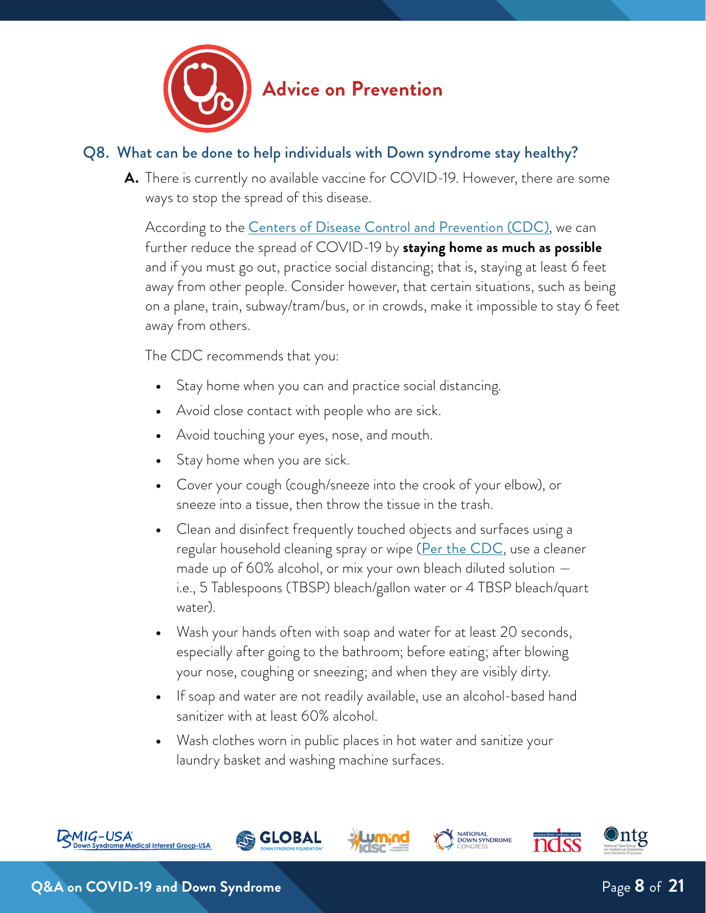## Advice on Prevention

### Q8. What can be done to help individuals with Down syndrome stay healthy?

**A.** There is currently no available vaccine for COVID-19. However, there are some ways to stop the spread of this disease.

According to the Centers of Disease Control and Prevention (CDC), we can further reduce the spread of COVID-19 by **staying home as much as possible** and if you must go out, practice social distancing; that is, staying at least 6 feet away from other people. Consider however, that certain situations, such as being on a plane, train, subway/tram/bus, or in crowds, make it impossible to stay 6 feet away from others.

The CDC recommends that you:

- Stay home when you can and practice social distancing.
- Avoid close contact with people who are sick.
- Avoid touching your eyes, nose, and mouth.
- Stay home when you are sick.
- Cover your cough (cough/sneeze into the crook of your elbow), or sneeze into a tissue, then throw the tissue in the trash.
- Clean and disinfect frequently touched objects and surfaces using a regular household cleaning spray or wipe (Per the CDC, use a cleaner made up of 60% alcohol, or mix your own bleach diluted solution — i.e., 5 Tablespoons (TBSP) bleach/gallon water or 4 TBSP bleach/quart water).
- Wash your hands often with soap and water for at least 20 seconds, especially after going to the bathroom; before eating; after blowing your nose, coughing or sneezing; and when they are visibly dirty.
- If soap and water are not readily available, use an alcohol-based hand sanitizer with at least 60% alcohol.
- Wash clothes worn in public places in hot water and sanitize your laundry basket and washing machine surfaces.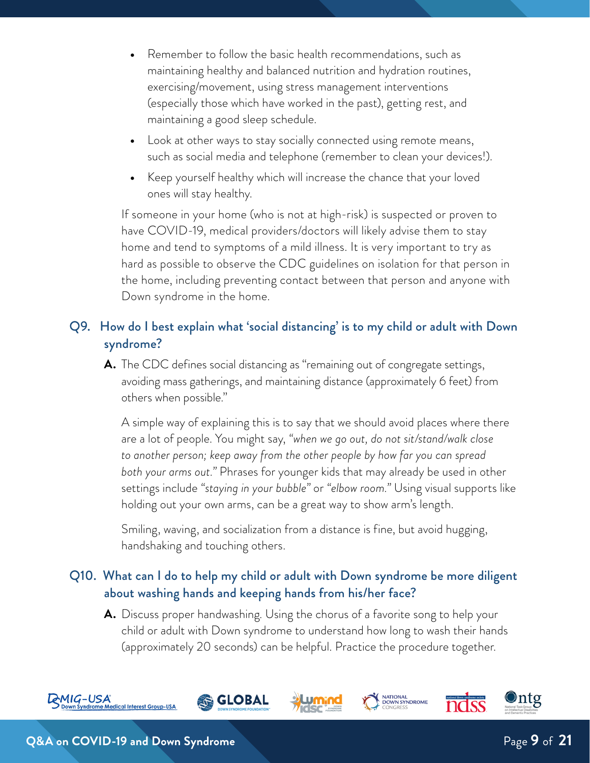- Remember to follow the basic health recommendations, such as maintaining healthy and balanced nutrition and hydration routines, exercising/movement, using stress management interventions (especially those which have worked in the past), getting rest, and maintaining a good sleep schedule.
- Look at other ways to stay socially connected using remote means, such as social media and telephone (remember to clean your devices!).
- Keep yourself healthy which will increase the chance that your loved ones will stay healthy.

If someone in your home (who is not at high-risk) is suspected or proven to have COVID-19, medical providers/doctors will likely advise them to stay home and tend to symptoms of a mild illness. It is very important to try as hard as possible to observe the CDC guidelines on isolation for that person in the home, including preventing contact between that person and anyone with Down syndrome in the home.

## Q9. How do I best explain what 'social distancing' is to my child or adult with Down syndrome?

**A.** The CDC defines social distancing as "remaining out of congregate settings, avoiding mass gatherings, and maintaining distance (approximately 6 feet) from others when possible."

A simple way of explaining this is to say that we should avoid places where there are a lot of people. You might say, *"when we go out, do not sit/stand/walk close to another person; keep away from the other people by how far you can spread both your arms out."* Phrases for younger kids that may already be used in other settings include *"staying in your bubble"* or *"elbow room."* Using visual supports like holding out your own arms, can be a great way to show arm's length.

Smiling, waving, and socialization from a distance is fine, but avoid hugging, handshaking and touching others.

## Q10. What can I do to help my child or adult with Down syndrome be more diligent about washing hands and keeping hands from his/her face?

**A.** Discuss proper handwashing. Using the chorus of a favorite song to help your child or adult with Down syndrome to understand how long to wash their hands (approximately 20 seconds) can be helpful. Practice the procedure together.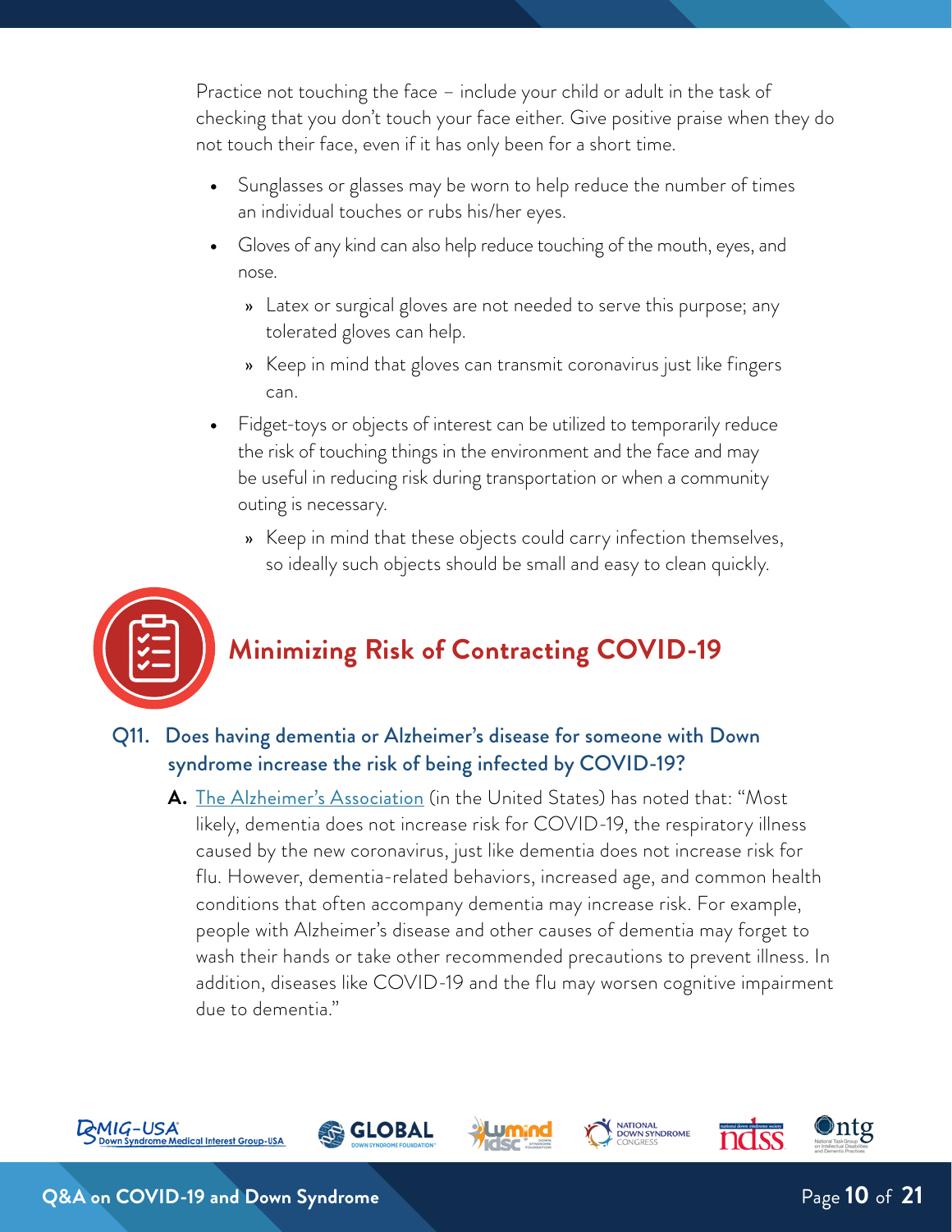Practice not touching the face – include your child or adult in the task of checking that you don't touch your face either. Give positive praise when they do not touch their face, even if it has only been for a short time.

- Sunglasses or glasses may be worn to help reduce the number of times an individual touches or rubs his/her eyes.
- Gloves of any kind can also help reduce touching of the mouth, eyes, and nose.
  - Latex or surgical gloves are not needed to serve this purpose; any tolerated gloves can help.
  - Keep in mind that gloves can transmit coronavirus just like fingers can.
- Fidget-toys or objects of interest can be utilized to temporarily reduce the risk of touching things in the environment and the face and may be useful in reducing risk during transportation or when a community outing is necessary.
  - Keep in mind that these objects could carry infection themselves, so ideally such objects should be small and easy to clean quickly.

## Minimizing Risk of Contracting COVID-19

### Q11. Does having dementia or Alzheimer's disease for someone with Down syndrome increase the risk of being infected by COVID-19?

**A.** The Alzheimer's Association (in the United States) has noted that: "Most likely, dementia does not increase risk for COVID-19, the respiratory illness caused by the new coronavirus, just like dementia does not increase risk for flu. However, dementia-related behaviors, increased age, and common health conditions that often accompany dementia may increase risk. For example, people with Alzheimer's disease and other causes of dementia may forget to wash their hands or take other recommended precautions to prevent illness. In addition, diseases like COVID-19 and the flu may worsen cognitive impairment due to dementia."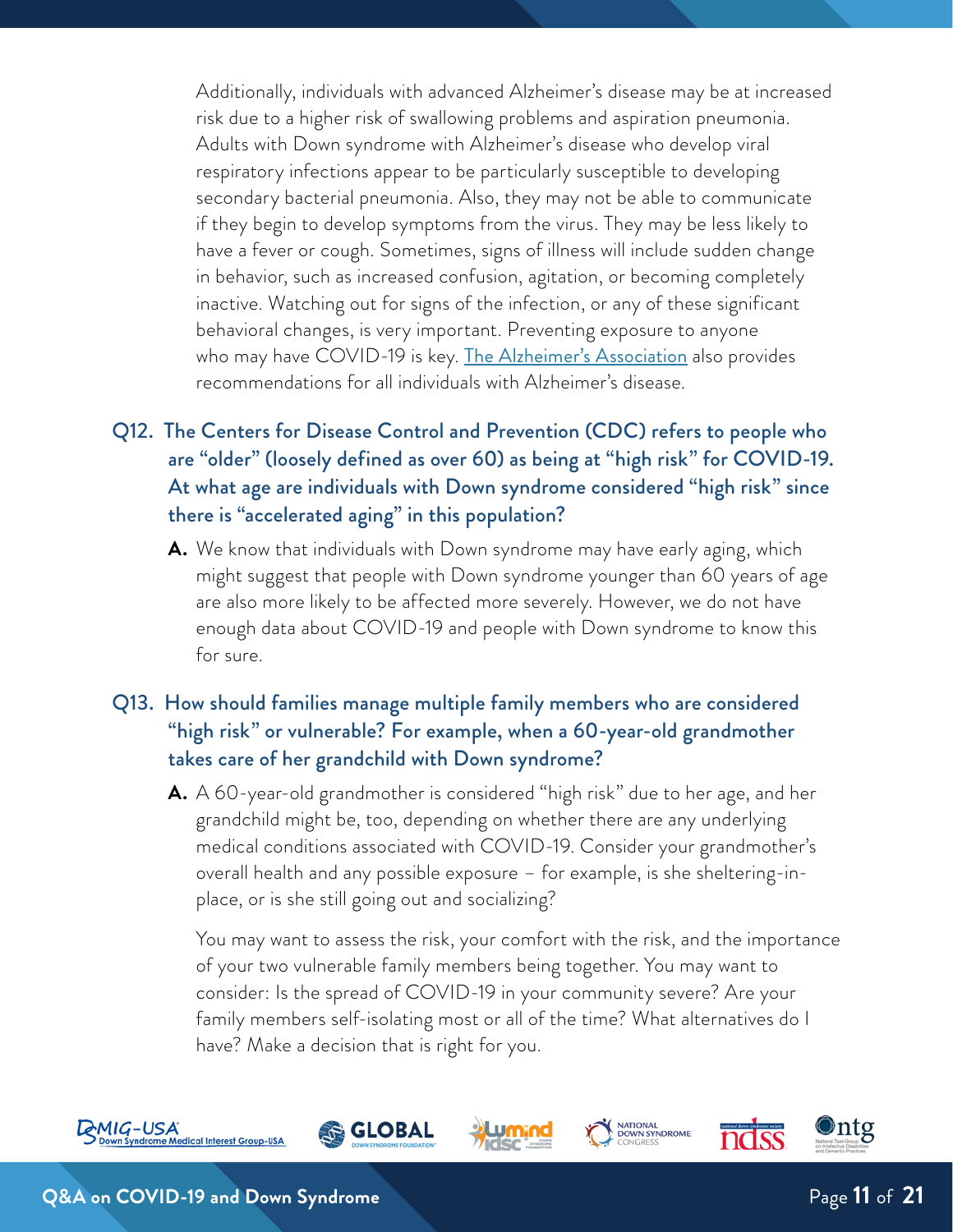Additionally, individuals with advanced Alzheimer's disease may be at increased risk due to a higher risk of swallowing problems and aspiration pneumonia. Adults with Down syndrome with Alzheimer's disease who develop viral respiratory infections appear to be particularly susceptible to developing secondary bacterial pneumonia. Also, they may not be able to communicate if they begin to develop symptoms from the virus. They may be less likely to have a fever or cough. Sometimes, signs of illness will include sudden change in behavior, such as increased confusion, agitation, or becoming completely inactive. Watching out for signs of the infection, or any of these significant behavioral changes, is very important. Preventing exposure to anyone who may have COVID-19 is key. The Alzheimer's Association also provides recommendations for all individuals with Alzheimer's disease.

### Q12. The Centers for Disease Control and Prevention (CDC) refers to people who are "older" (loosely defined as over 60) as being at "high risk" for COVID-19. At what age are individuals with Down syndrome considered "high risk" since there is "accelerated aging" in this population?

**A.** We know that individuals with Down syndrome may have early aging, which might suggest that people with Down syndrome younger than 60 years of age are also more likely to be affected more severely. However, we do not have enough data about COVID-19 and people with Down syndrome to know this for sure.

### Q13. How should families manage multiple family members who are considered "high risk" or vulnerable? For example, when a 60-year-old grandmother takes care of her grandchild with Down syndrome?

**A.** A 60-year-old grandmother is considered "high risk" due to her age, and her grandchild might be, too, depending on whether there are any underlying medical conditions associated with COVID-19. Consider your grandmother's overall health and any possible exposure – for example, is she sheltering-in-place, or is she still going out and socializing?

You may want to assess the risk, your comfort with the risk, and the importance of your two vulnerable family members being together. You may want to consider: Is the spread of COVID-19 in your community severe? Are your family members self-isolating most or all of the time? What alternatives do I have? Make a decision that is right for you.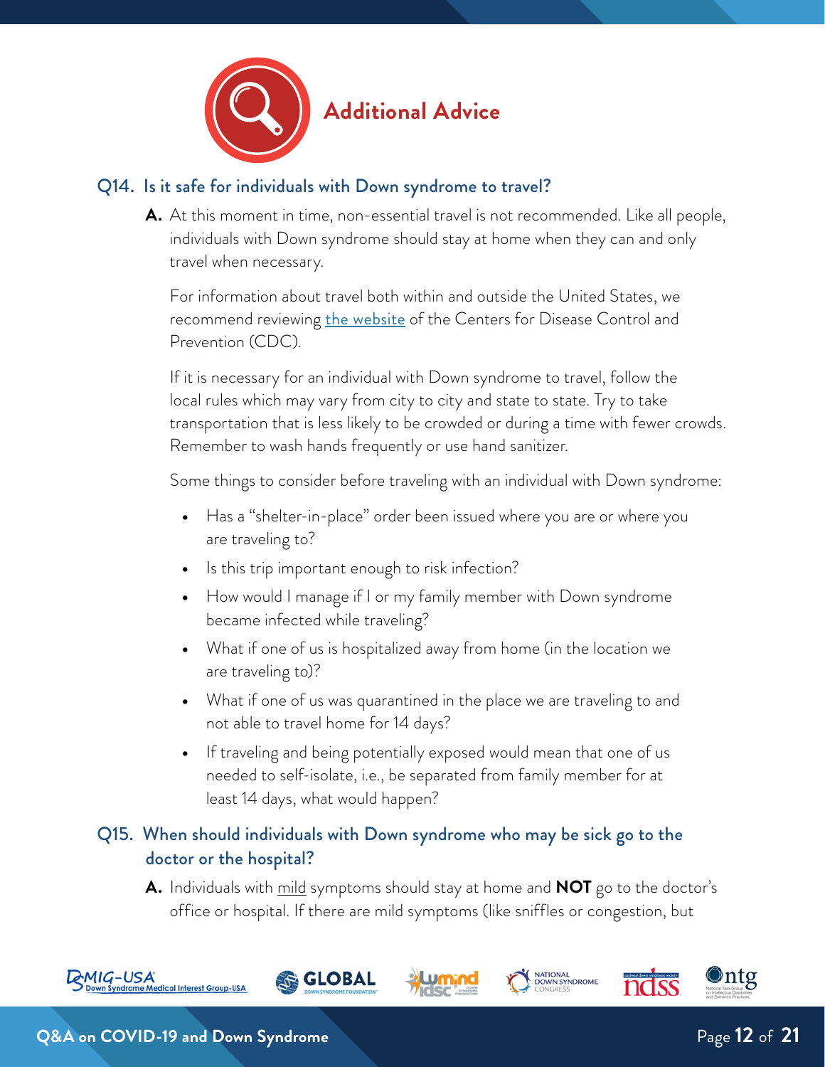## Additional Advice

### Q14. Is it safe for individuals with Down syndrome to travel?

**A.** At this moment in time, non-essential travel is not recommended. Like all people, individuals with Down syndrome should stay at home when they can and only travel when necessary.

For information about travel both within and outside the United States, we recommend reviewing the website of the Centers for Disease Control and Prevention (CDC).

If it is necessary for an individual with Down syndrome to travel, follow the local rules which may vary from city to city and state to state. Try to take transportation that is less likely to be crowded or during a time with fewer crowds. Remember to wash hands frequently or use hand sanitizer.

Some things to consider before traveling with an individual with Down syndrome:

- Has a "shelter-in-place" order been issued where you are or where you are traveling to?
- Is this trip important enough to risk infection?
- How would I manage if I or my family member with Down syndrome became infected while traveling?
- What if one of us is hospitalized away from home (in the location we are traveling to)?
- What if one of us was quarantined in the place we are traveling to and not able to travel home for 14 days?
- If traveling and being potentially exposed would mean that one of us needed to self-isolate, i.e., be separated from family member for at least 14 days, what would happen?

### Q15. When should individuals with Down syndrome who may be sick go to the doctor or the hospital?

**A.** Individuals with mild symptoms should stay at home and **NOT** go to the doctor's office or hospital. If there are mild symptoms (like sniffles or congestion, but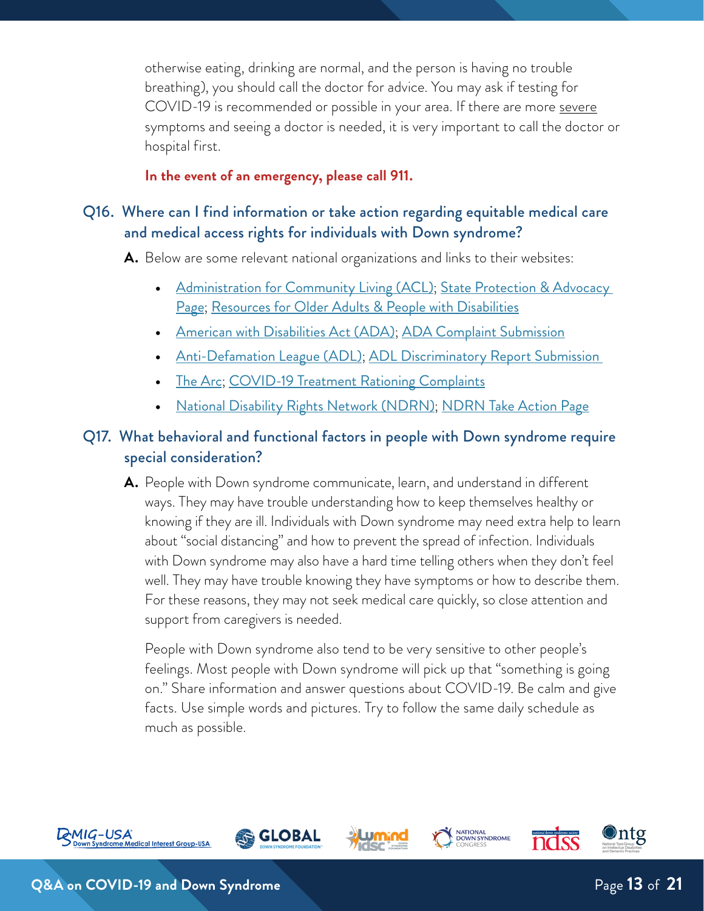otherwise eating, drinking are normal, and the person is having no trouble breathing), you should call the doctor for advice. You may ask if testing for COVID-19 is recommended or possible in your area. If there are more severe symptoms and seeing a doctor is needed, it is very important to call the doctor or hospital first.

**In the event of an emergency, please call 911.**

### Q16. Where can I find information or take action regarding equitable medical care and medical access rights for individuals with Down syndrome?

**A.** Below are some relevant national organizations and links to their websites:

- Administration for Community Living (ACL); State Protection & Advocacy Page; Resources for Older Adults & People with Disabilities
- American with Disabilities Act (ADA); ADA Complaint Submission
- Anti-Defamation League (ADL); ADL Discriminatory Report Submission
- The Arc; COVID-19 Treatment Rationing Complaints
- National Disability Rights Network (NDRN); NDRN Take Action Page

### Q17. What behavioral and functional factors in people with Down syndrome require special consideration?

**A.** People with Down syndrome communicate, learn, and understand in different ways. They may have trouble understanding how to keep themselves healthy or knowing if they are ill. Individuals with Down syndrome may need extra help to learn about "social distancing" and how to prevent the spread of infection. Individuals with Down syndrome may also have a hard time telling others when they don't feel well. They may have trouble knowing they have symptoms or how to describe them. For these reasons, they may not seek medical care quickly, so close attention and support from caregivers is needed.

People with Down syndrome also tend to be very sensitive to other people's feelings. Most people with Down syndrome will pick up that "something is going on." Share information and answer questions about COVID-19. Be calm and give facts. Use simple words and pictures. Try to follow the same daily schedule as much as possible.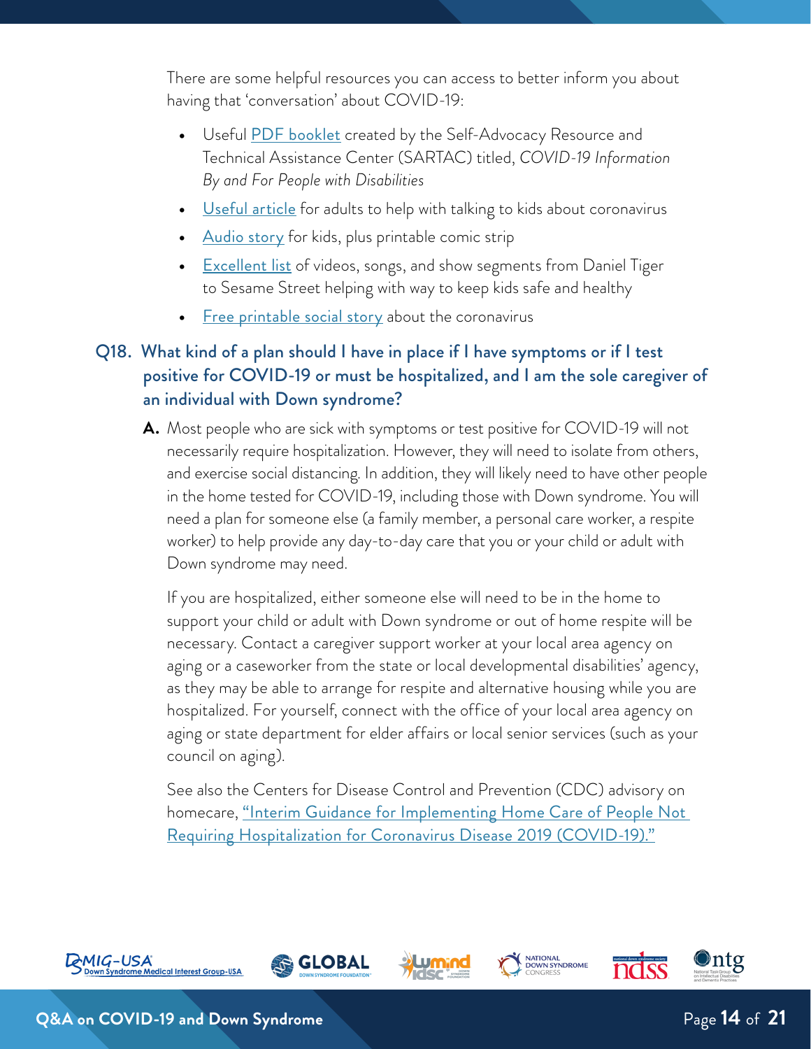There are some helpful resources you can access to better inform you about having that 'conversation' about COVID-19:

- Useful PDF booklet created by the Self-Advocacy Resource and Technical Assistance Center (SARTAC) titled, *COVID-19 Information By and For People with Disabilities*
- Useful article for adults to help with talking to kids about coronavirus
- Audio story for kids, plus printable comic strip
- Excellent list of videos, songs, and show segments from Daniel Tiger to Sesame Street helping with way to keep kids safe and healthy
- Free printable social story about the coronavirus

## Q18. What kind of a plan should I have in place if I have symptoms or if I test positive for COVID-19 or must be hospitalized, and I am the sole caregiver of an individual with Down syndrome?

**A.** Most people who are sick with symptoms or test positive for COVID-19 will not necessarily require hospitalization. However, they will need to isolate from others, and exercise social distancing. In addition, they will likely need to have other people in the home tested for COVID-19, including those with Down syndrome. You will need a plan for someone else (a family member, a personal care worker, a respite worker) to help provide any day-to-day care that you or your child or adult with Down syndrome may need.

If you are hospitalized, either someone else will need to be in the home to support your child or adult with Down syndrome or out of home respite will be necessary. Contact a caregiver support worker at your local area agency on aging or a caseworker from the state or local developmental disabilities' agency, as they may be able to arrange for respite and alternative housing while you are hospitalized. For yourself, connect with the office of your local area agency on aging or state department for elder affairs or local senior services (such as your council on aging).

See also the Centers for Disease Control and Prevention (CDC) advisory on homecare, "Interim Guidance for Implementing Home Care of People Not Requiring Hospitalization for Coronavirus Disease 2019 (COVID-19)."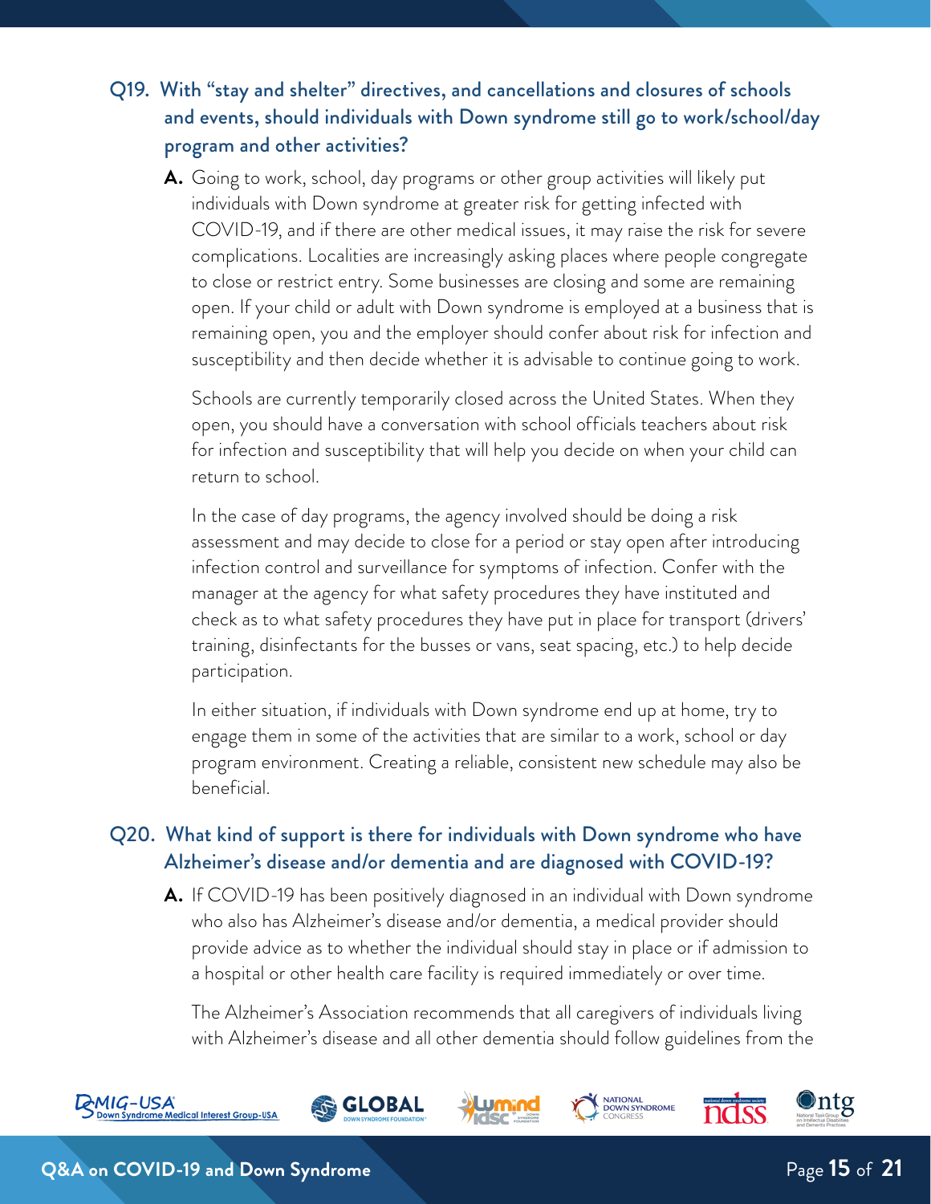## Q19. With "stay and shelter" directives, and cancellations and closures of schools and events, should individuals with Down syndrome still go to work/school/day program and other activities?

**A.** Going to work, school, day programs or other group activities will likely put individuals with Down syndrome at greater risk for getting infected with COVID-19, and if there are other medical issues, it may raise the risk for severe complications. Localities are increasingly asking places where people congregate to close or restrict entry. Some businesses are closing and some are remaining open. If your child or adult with Down syndrome is employed at a business that is remaining open, you and the employer should confer about risk for infection and susceptibility and then decide whether it is advisable to continue going to work.

Schools are currently temporarily closed across the United States. When they open, you should have a conversation with school officials teachers about risk for infection and susceptibility that will help you decide on when your child can return to school.

In the case of day programs, the agency involved should be doing a risk assessment and may decide to close for a period or stay open after introducing infection control and surveillance for symptoms of infection. Confer with the manager at the agency for what safety procedures they have instituted and check as to what safety procedures they have put in place for transport (drivers' training, disinfectants for the busses or vans, seat spacing, etc.) to help decide participation.

In either situation, if individuals with Down syndrome end up at home, try to engage them in some of the activities that are similar to a work, school or day program environment. Creating a reliable, consistent new schedule may also be beneficial.

## Q20. What kind of support is there for individuals with Down syndrome who have Alzheimer's disease and/or dementia and are diagnosed with COVID-19?

**A.** If COVID-19 has been positively diagnosed in an individual with Down syndrome who also has Alzheimer's disease and/or dementia, a medical provider should provide advice as to whether the individual should stay in place or if admission to a hospital or other health care facility is required immediately or over time.

The Alzheimer's Association recommends that all caregivers of individuals living with Alzheimer's disease and all other dementia should follow guidelines from the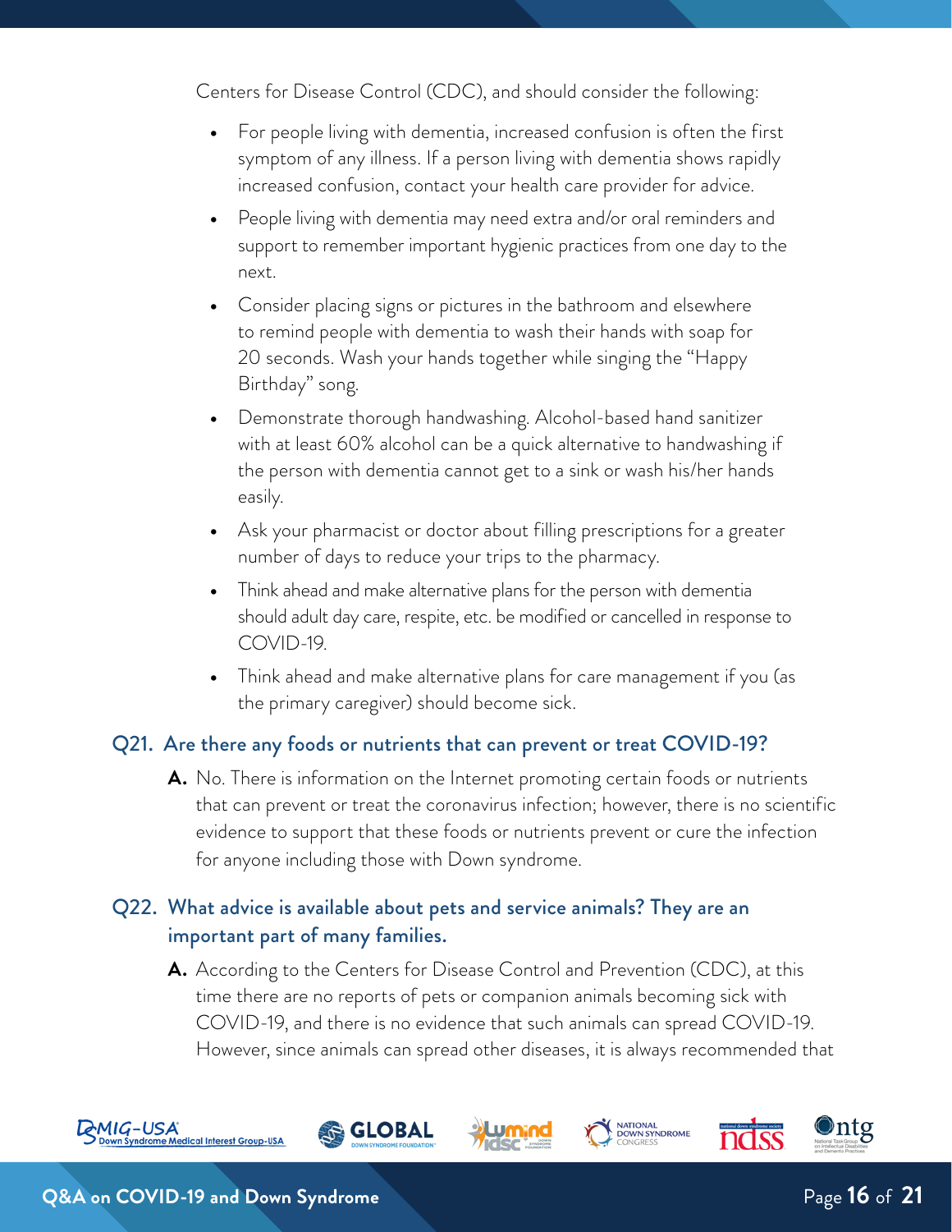Centers for Disease Control (CDC), and should consider the following:

- For people living with dementia, increased confusion is often the first symptom of any illness. If a person living with dementia shows rapidly increased confusion, contact your health care provider for advice.
- People living with dementia may need extra and/or oral reminders and support to remember important hygienic practices from one day to the next.
- Consider placing signs or pictures in the bathroom and elsewhere to remind people with dementia to wash their hands with soap for 20 seconds. Wash your hands together while singing the "Happy Birthday" song.
- Demonstrate thorough handwashing. Alcohol-based hand sanitizer with at least 60% alcohol can be a quick alternative to handwashing if the person with dementia cannot get to a sink or wash his/her hands easily.
- Ask your pharmacist or doctor about filling prescriptions for a greater number of days to reduce your trips to the pharmacy.
- Think ahead and make alternative plans for the person with dementia should adult day care, respite, etc. be modified or cancelled in response to COVID-19.
- Think ahead and make alternative plans for care management if you (as the primary caregiver) should become sick.

### Q21. Are there any foods or nutrients that can prevent or treat COVID-19?

**A.** No. There is information on the Internet promoting certain foods or nutrients that can prevent or treat the coronavirus infection; however, there is no scientific evidence to support that these foods or nutrients prevent or cure the infection for anyone including those with Down syndrome.

### Q22. What advice is available about pets and service animals? They are an important part of many families.

**A.** According to the Centers for Disease Control and Prevention (CDC), at this time there are no reports of pets or companion animals becoming sick with COVID-19, and there is no evidence that such animals can spread COVID-19. However, since animals can spread other diseases, it is always recommended that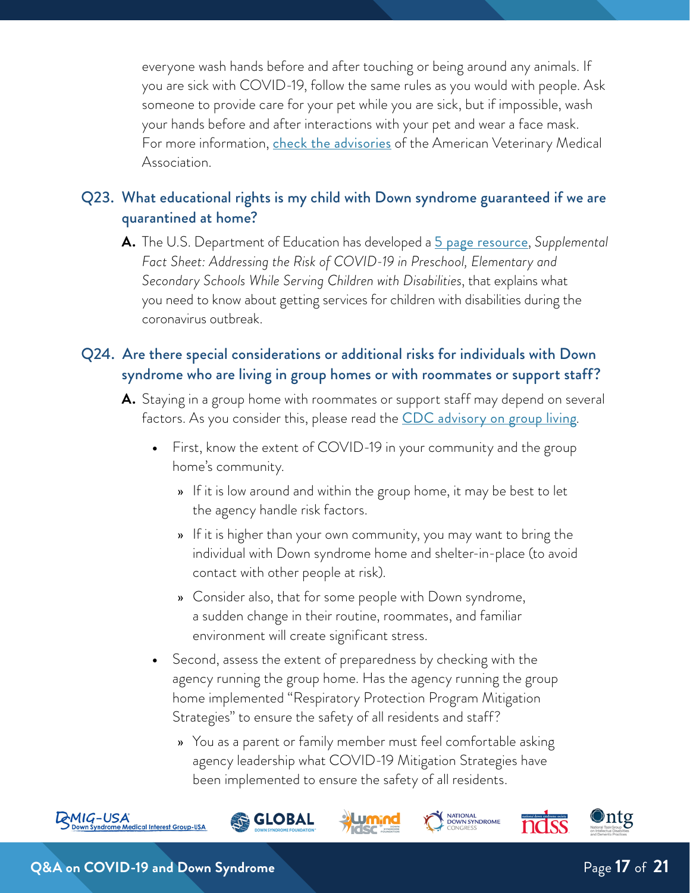everyone wash hands before and after touching or being around any animals. If you are sick with COVID-19, follow the same rules as you would with people. Ask someone to provide care for your pet while you are sick, but if impossible, wash your hands before and after interactions with your pet and wear a face mask. For more information, [check the advisories]() of the American Veterinary Medical Association.

### Q23. What educational rights is my child with Down syndrome guaranteed if we are quarantined at home?

**A.** The U.S. Department of Education has developed a [5 page resource](), *Supplemental Fact Sheet: Addressing the Risk of COVID-19 in Preschool, Elementary and Secondary Schools While Serving Children with Disabilities*, that explains what you need to know about getting services for children with disabilities during the coronavirus outbreak.

### Q24. Are there special considerations or additional risks for individuals with Down syndrome who are living in group homes or with roommates or support staff?

**A.** Staying in a group home with roommates or support staff may depend on several factors. As you consider this, please read the [CDC advisory on group living]().

- First, know the extent of COVID-19 in your community and the group home's community.
  - If it is low around and within the group home, it may be best to let the agency handle risk factors.
  - If it is higher than your own community, you may want to bring the individual with Down syndrome home and shelter-in-place (to avoid contact with other people at risk).
  - Consider also, that for some people with Down syndrome, a sudden change in their routine, roommates, and familiar environment will create significant stress.
- Second, assess the extent of preparedness by checking with the agency running the group home. Has the agency running the group home implemented "Respiratory Protection Program Mitigation Strategies" to ensure the safety of all residents and staff?
  - You as a parent or family member must feel comfortable asking agency leadership what COVID-19 Mitigation Strategies have been implemented to ensure the safety of all residents.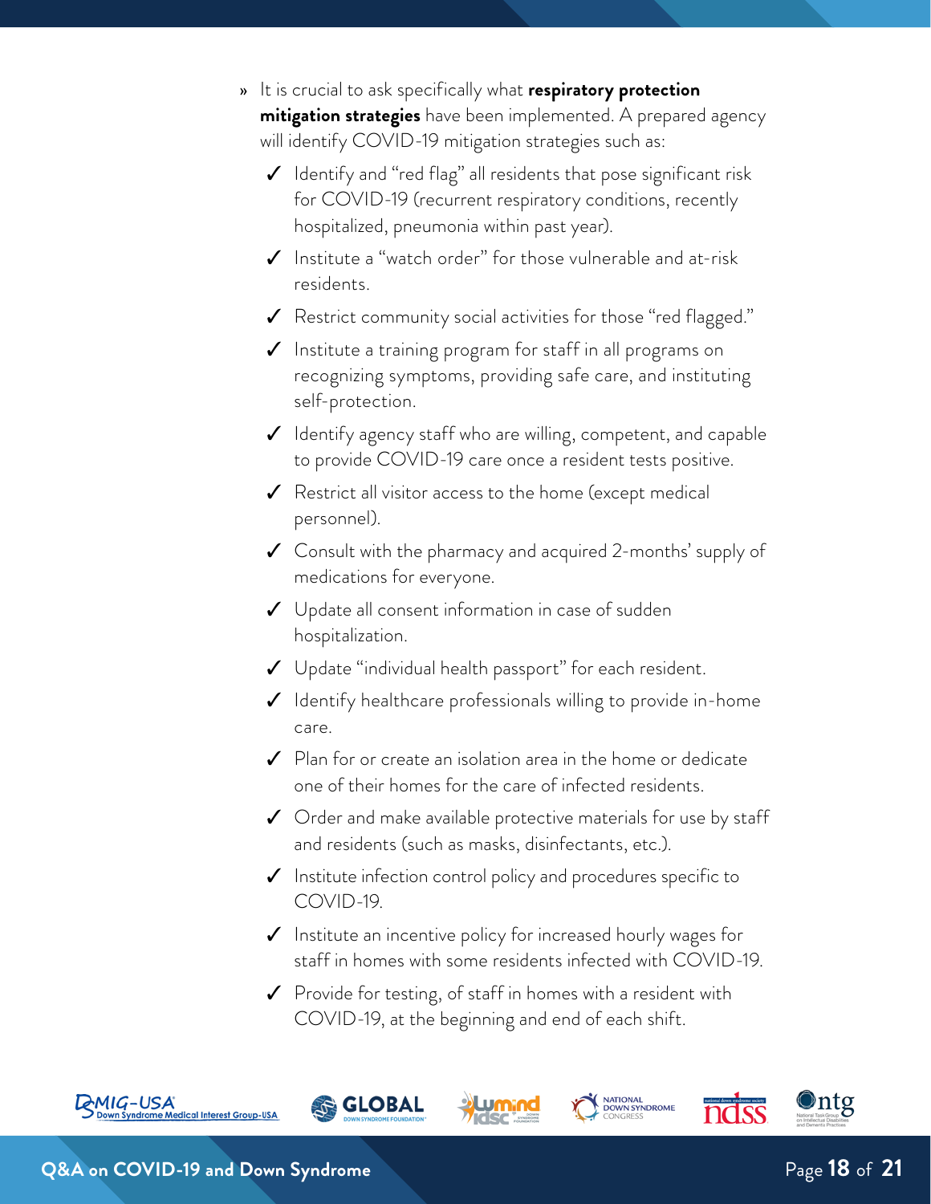- It is crucial to ask specifically what **respiratory protection mitigation strategies** have been implemented. A prepared agency will identify COVID-19 mitigation strategies such as:
  - ✓ Identify and "red flag" all residents that pose significant risk for COVID-19 (recurrent respiratory conditions, recently hospitalized, pneumonia within past year).
  - ✓ Institute a "watch order" for those vulnerable and at-risk residents.
  - ✓ Restrict community social activities for those "red flagged."
  - ✓ Institute a training program for staff in all programs on recognizing symptoms, providing safe care, and instituting self-protection.
  - ✓ Identify agency staff who are willing, competent, and capable to provide COVID-19 care once a resident tests positive.
  - ✓ Restrict all visitor access to the home (except medical personnel).
  - ✓ Consult with the pharmacy and acquired 2-months' supply of medications for everyone.
  - ✓ Update all consent information in case of sudden hospitalization.
  - ✓ Update "individual health passport" for each resident.
  - ✓ Identify healthcare professionals willing to provide in-home care.
  - ✓ Plan for or create an isolation area in the home or dedicate one of their homes for the care of infected residents.
  - ✓ Order and make available protective materials for use by staff and residents (such as masks, disinfectants, etc.).
  - ✓ Institute infection control policy and procedures specific to COVID-19.
  - ✓ Institute an incentive policy for increased hourly wages for staff in homes with some residents infected with COVID-19.
  - ✓ Provide for testing, of staff in homes with a resident with COVID-19, at the beginning and end of each shift.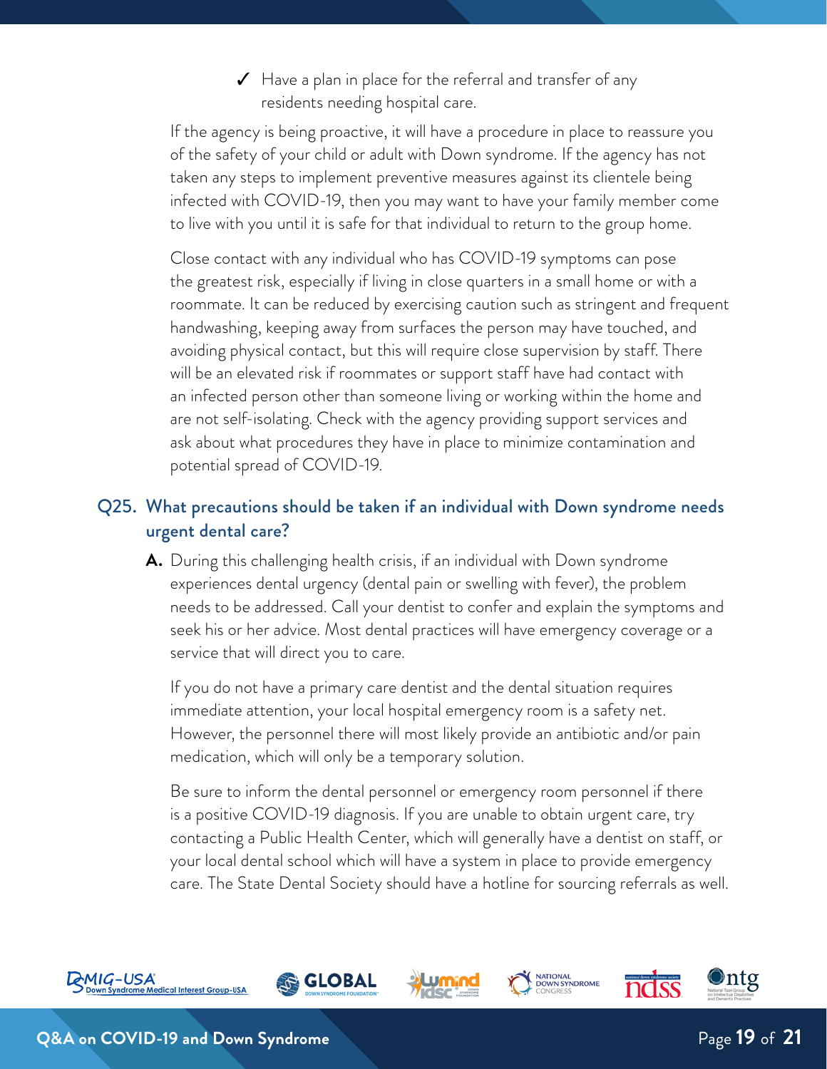✓ Have a plan in place for the referral and transfer of any residents needing hospital care.

If the agency is being proactive, it will have a procedure in place to reassure you of the safety of your child or adult with Down syndrome. If the agency has not taken any steps to implement preventive measures against its clientele being infected with COVID-19, then you may want to have your family member come to live with you until it is safe for that individual to return to the group home.

Close contact with any individual who has COVID-19 symptoms can pose the greatest risk, especially if living in close quarters in a small home or with a roommate. It can be reduced by exercising caution such as stringent and frequent handwashing, keeping away from surfaces the person may have touched, and avoiding physical contact, but this will require close supervision by staff. There will be an elevated risk if roommates or support staff have had contact with an infected person other than someone living or working within the home and are not self-isolating. Check with the agency providing support services and ask about what procedures they have in place to minimize contamination and potential spread of COVID-19.

## Q25. What precautions should be taken if an individual with Down syndrome needs urgent dental care?

**A.** During this challenging health crisis, if an individual with Down syndrome experiences dental urgency (dental pain or swelling with fever), the problem needs to be addressed. Call your dentist to confer and explain the symptoms and seek his or her advice. Most dental practices will have emergency coverage or a service that will direct you to care.

If you do not have a primary care dentist and the dental situation requires immediate attention, your local hospital emergency room is a safety net. However, the personnel there will most likely provide an antibiotic and/or pain medication, which will only be a temporary solution.

Be sure to inform the dental personnel or emergency room personnel if there is a positive COVID-19 diagnosis. If you are unable to obtain urgent care, try contacting a Public Health Center, which will generally have a dentist on staff, or your local dental school which will have a system in place to provide emergency care. The State Dental Society should have a hotline for sourcing referrals as well.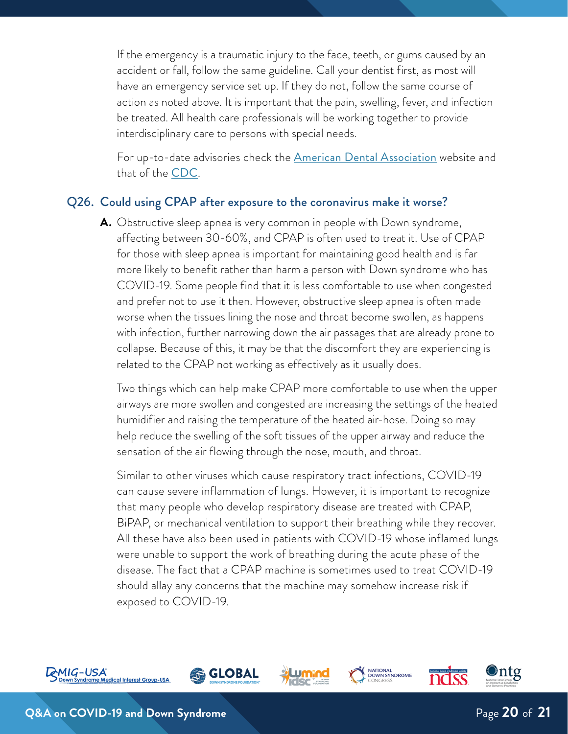If the emergency is a traumatic injury to the face, teeth, or gums caused by an accident or fall, follow the same guideline. Call your dentist first, as most will have an emergency service set up. If they do not, follow the same course of action as noted above. It is important that the pain, swelling, fever, and infection be treated. All health care professionals will be working together to provide interdisciplinary care to persons with special needs.

For up-to-date advisories check the [American Dental Association]() website and that of the [CDC]().

## Q26. Could using CPAP after exposure to the coronavirus make it worse?

**A.** Obstructive sleep apnea is very common in people with Down syndrome, affecting between 30-60%, and CPAP is often used to treat it. Use of CPAP for those with sleep apnea is important for maintaining good health and is far more likely to benefit rather than harm a person with Down syndrome who has COVID-19. Some people find that it is less comfortable to use when congested and prefer not to use it then. However, obstructive sleep apnea is often made worse when the tissues lining the nose and throat become swollen, as happens with infection, further narrowing down the air passages that are already prone to collapse. Because of this, it may be that the discomfort they are experiencing is related to the CPAP not working as effectively as it usually does.

Two things which can help make CPAP more comfortable to use when the upper airways are more swollen and congested are increasing the settings of the heated humidifier and raising the temperature of the heated air-hose. Doing so may help reduce the swelling of the soft tissues of the upper airway and reduce the sensation of the air flowing through the nose, mouth, and throat.

Similar to other viruses which cause respiratory tract infections, COVID-19 can cause severe inflammation of lungs. However, it is important to recognize that many people who develop respiratory disease are treated with CPAP, BiPAP, or mechanical ventilation to support their breathing while they recover. All these have also been used in patients with COVID-19 whose inflamed lungs were unable to support the work of breathing during the acute phase of the disease. The fact that a CPAP machine is sometimes used to treat COVID-19 should allay any concerns that the machine may somehow increase risk if exposed to COVID-19.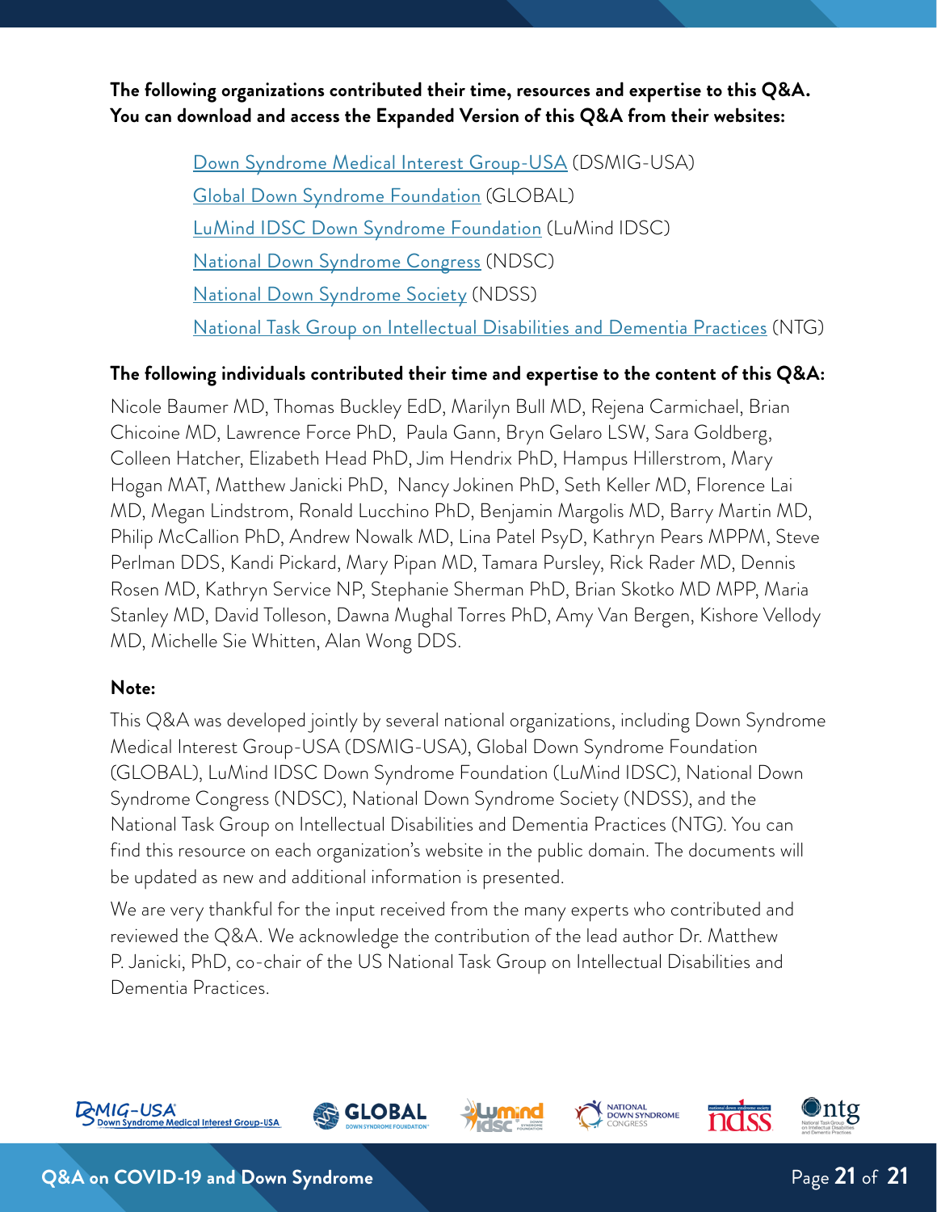**The following organizations contributed their time, resources and expertise to this Q&A. You can download and access the Expanded Version of this Q&A from their websites:**

- Down Syndrome Medical Interest Group-USA (DSMIG-USA)
- Global Down Syndrome Foundation (GLOBAL)
- LuMind IDSC Down Syndrome Foundation (LuMind IDSC)
- National Down Syndrome Congress (NDSC)
- National Down Syndrome Society (NDSS)
- National Task Group on Intellectual Disabilities and Dementia Practices (NTG)

**The following individuals contributed their time and expertise to the content of this Q&A:**

Nicole Baumer MD, Thomas Buckley EdD, Marilyn Bull MD, Rejena Carmichael, Brian Chicoine MD, Lawrence Force PhD, Paula Gann, Bryn Gelaro LSW, Sara Goldberg, Colleen Hatcher, Elizabeth Head PhD, Jim Hendrix PhD, Hampus Hillerstrom, Mary Hogan MAT, Matthew Janicki PhD, Nancy Jokinen PhD, Seth Keller MD, Florence Lai MD, Megan Lindstrom, Ronald Lucchino PhD, Benjamin Margolis MD, Barry Martin MD, Philip McCallion PhD, Andrew Nowalk MD, Lina Patel PsyD, Kathryn Pears MPPM, Steve Perlman DDS, Kandi Pickard, Mary Pipan MD, Tamara Pursley, Rick Rader MD, Dennis Rosen MD, Kathryn Service NP, Stephanie Sherman PhD, Brian Skotko MD MPP, Maria Stanley MD, David Tolleson, Dawna Mughal Torres PhD, Amy Van Bergen, Kishore Vellody MD, Michelle Sie Whitten, Alan Wong DDS.

**Note:**

This Q&A was developed jointly by several national organizations, including Down Syndrome Medical Interest Group-USA (DSMIG-USA), Global Down Syndrome Foundation (GLOBAL), LuMind IDSC Down Syndrome Foundation (LuMind IDSC), National Down Syndrome Congress (NDSC), National Down Syndrome Society (NDSS), and the National Task Group on Intellectual Disabilities and Dementia Practices (NTG). You can find this resource on each organization's website in the public domain. The documents will be updated as new and additional information is presented.

We are very thankful for the input received from the many experts who contributed and reviewed the Q&A. We acknowledge the contribution of the lead author Dr. Matthew P. Janicki, PhD, co-chair of the US National Task Group on Intellectual Disabilities and Dementia Practices.